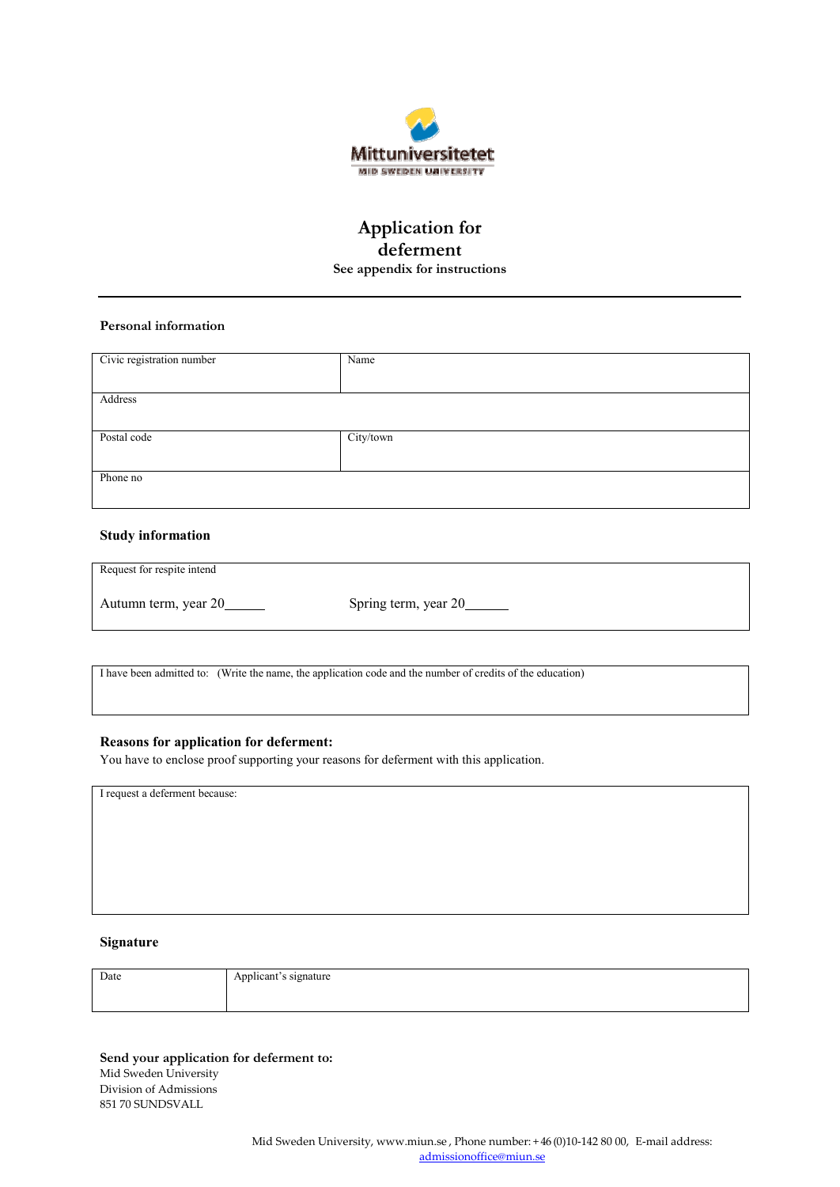Mittuniversitetet
MID SWEDEN UNIVERSITY

# Application for deferment

**See appendix for instructions**

---

### Personal information

| Civic registration number | Name |
|---|---|
| Address | |
| Postal code | City/town |
| Phone no | |

### Study information

| Request for respite intend | |
|---|---|
| Autumn term, year 20\_\_\_\_\_\_ | Spring term, year 20\_\_\_\_\_\_ |

| I have been admitted to: (Write the name, the application code and the number of credits of the education) |
|---|
| |

### Reasons for application for deferment:

You have to enclose proof supporting your reasons for deferment with this application.

| I request a deferment because: |
|---|
| |

### Signature

| Date | Applicant's signature |
|---|---|
| | |

**Send your application for deferment to:**
Mid Sweden University
Division of Admissions
851 70 SUNDSVALL

Mid Sweden University, www.miun.se , Phone number: + 46 (0)10-142 80 00, E-mail address: admissionoffice@miun.se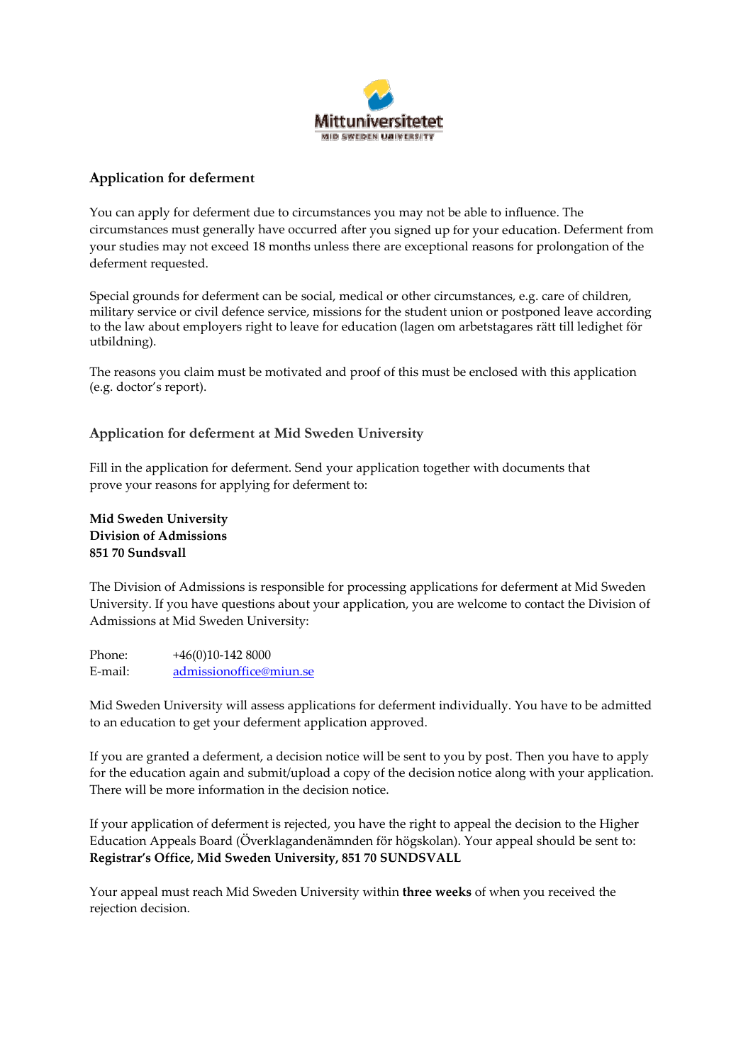## Application for deferment

You can apply for deferment due to circumstances you may not be able to influence. The circumstances must generally have occurred after you signed up for your education. Deferment from your studies may not exceed 18 months unless there are exceptional reasons for prolongation of the deferment requested.

Special grounds for deferment can be social, medical or other circumstances, e.g. care of children, military service or civil defence service, missions for the student union or postponed leave according to the law about employers right to leave for education (lagen om arbetstagares rätt till ledighet för utbildning).

The reasons you claim must be motivated and proof of this must be enclosed with this application (e.g. doctor's report).

### Application for deferment at Mid Sweden University

Fill in the application for deferment. Send your application together with documents that prove your reasons for applying for deferment to:

**Mid Sweden University**
**Division of Admissions**
**851 70 Sundsvall**

The Division of Admissions is responsible for processing applications for deferment at Mid Sweden University. If you have questions about your application, you are welcome to contact the Division of Admissions at Mid Sweden University:

Phone: +46(0)10-142 8000
E-mail: admissionoffice@miun.se

Mid Sweden University will assess applications for deferment individually. You have to be admitted to an education to get your deferment application approved.

If you are granted a deferment, a decision notice will be sent to you by post. Then you have to apply for the education again and submit/upload a copy of the decision notice along with your application. There will be more information in the decision notice.

If your application of deferment is rejected, you have the right to appeal the decision to the Higher Education Appeals Board (Överklagandenämnden för högskolan). Your appeal should be sent to: **Registrar's Office, Mid Sweden University, 851 70 SUNDSVALL**

Your appeal must reach Mid Sweden University within **three weeks** of when you received the rejection decision.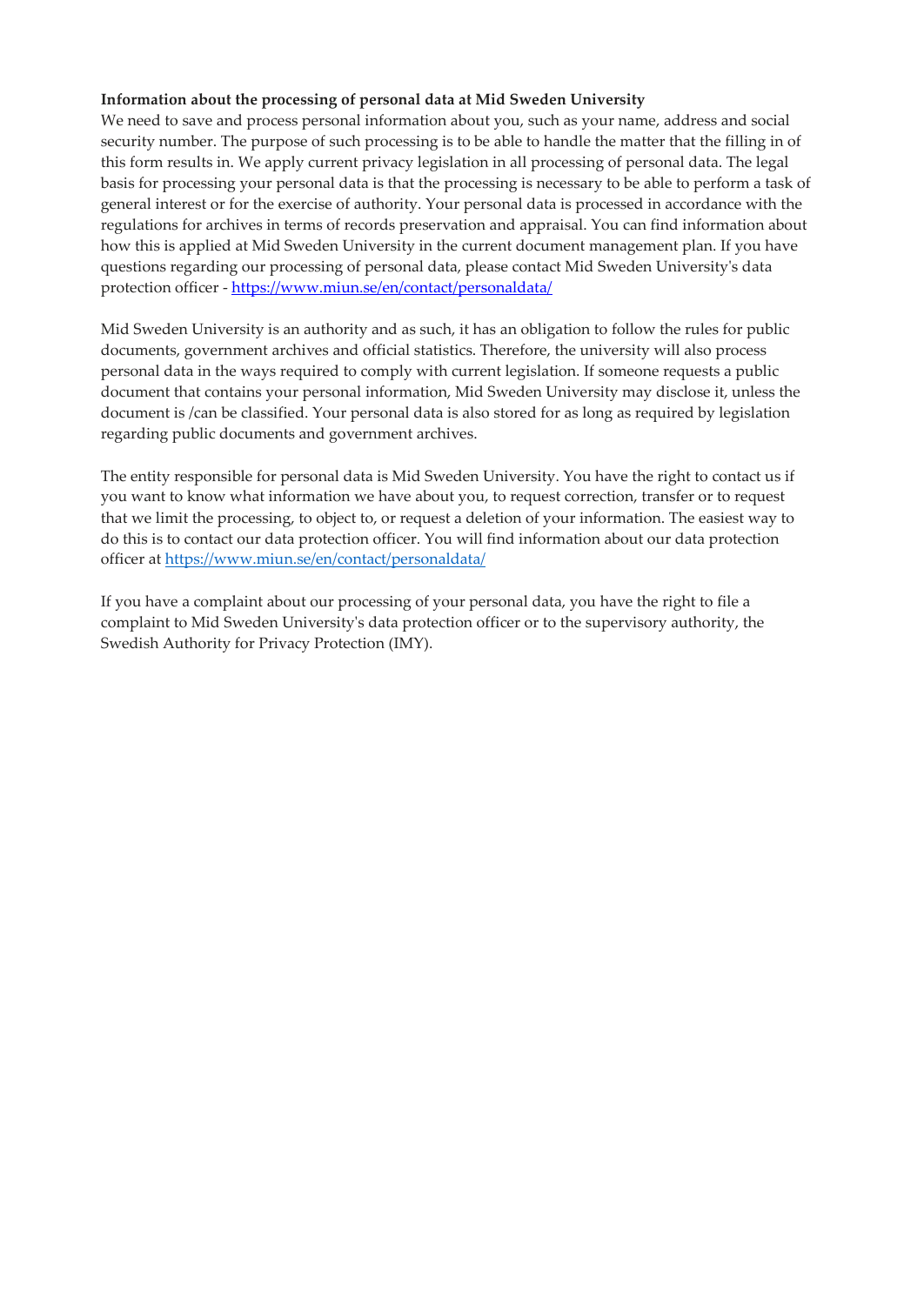**Information about the processing of personal data at Mid Sweden University**

We need to save and process personal information about you, such as your name, address and social security number. The purpose of such processing is to be able to handle the matter that the filling in of this form results in. We apply current privacy legislation in all processing of personal data. The legal basis for processing your personal data is that the processing is necessary to be able to perform a task of general interest or for the exercise of authority. Your personal data is processed in accordance with the regulations for archives in terms of records preservation and appraisal. You can find information about how this is applied at Mid Sweden University in the current document management plan. If you have questions regarding our processing of personal data, please contact Mid Sweden University's data protection officer - https://www.miun.se/en/contact/personaldata/

Mid Sweden University is an authority and as such, it has an obligation to follow the rules for public documents, government archives and official statistics. Therefore, the university will also process personal data in the ways required to comply with current legislation. If someone requests a public document that contains your personal information, Mid Sweden University may disclose it, unless the document is /can be classified. Your personal data is also stored for as long as required by legislation regarding public documents and government archives.

The entity responsible for personal data is Mid Sweden University. You have the right to contact us if you want to know what information we have about you, to request correction, transfer or to request that we limit the processing, to object to, or request a deletion of your information. The easiest way to do this is to contact our data protection officer. You will find information about our data protection officer at https://www.miun.se/en/contact/personaldata/

If you have a complaint about our processing of your personal data, you have the right to file a complaint to Mid Sweden University's data protection officer or to the supervisory authority, the Swedish Authority for Privacy Protection (IMY).